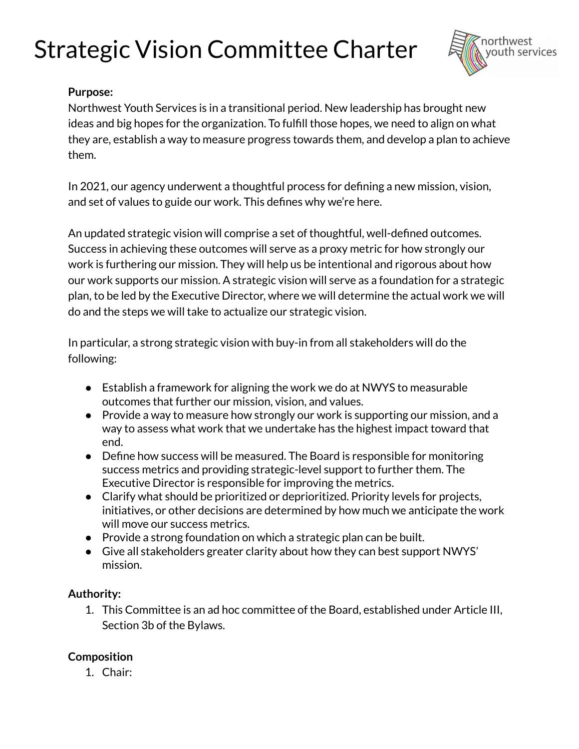# Strategic Vision Committee Charter

**Purpose:**

Northwest Youth Services is in a transitional period. New leadership has brought new ideas and big hopes for the organization. To fulfill those hopes, we need to align on what they are, establish a way to measure progress towards them, and develop a plan to achieve them.

In 2021, our agency underwent a thoughtful process for defining a new mission, vision, and set of values to guide our work. This defines why we're here.

An updated strategic vision will comprise a set of thoughtful, well-defined outcomes. Success in achieving these outcomes will serve as a proxy metric for how strongly our work is furthering our mission. They will help us be intentional and rigorous about how our work supports our mission. A strategic vision will serve as a foundation for a strategic plan, to be led by the Executive Director, where we will determine the actual work we will do and the steps we will take to actualize our strategic vision.

In particular, a strong strategic vision with buy-in from all stakeholders will do the following:

- Establish a framework for aligning the work we do at NWYS to measurable outcomes that further our mission, vision, and values.
- Provide a way to measure how strongly our work is supporting our mission, and a way to assess what work that we undertake has the highest impact toward that end.
- Define how success will be measured. The Board is responsible for monitoring success metrics and providing strategic-level support to further them. The Executive Director is responsible for improving the metrics.
- Clarify what should be prioritized or deprioritized. Priority levels for projects, initiatives, or other decisions are determined by how much we anticipate the work will move our success metrics.
- Provide a strong foundation on which a strategic plan can be built.
- Give all stakeholders greater clarity about how they can best support NWYS' mission.

**Authority:**

1. This Committee is an ad hoc committee of the Board, established under Article III, Section 3b of the Bylaws.

**Composition**

1. Chair: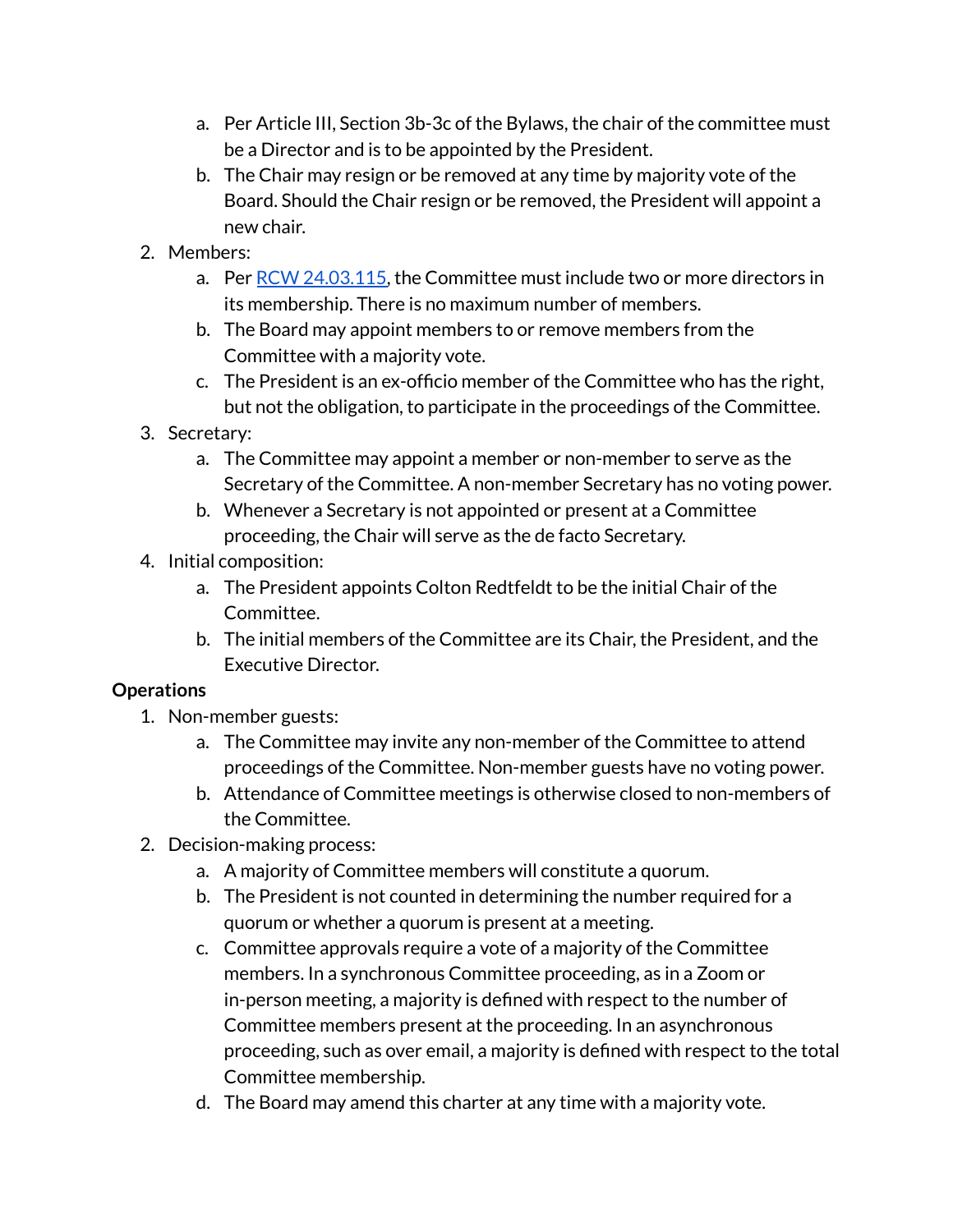a. Per Article III, Section 3b-3c of the Bylaws, the chair of the committee must be a Director and is to be appointed by the President.
   b. The Chair may resign or be removed at any time by majority vote of the Board. Should the Chair resign or be removed, the President will appoint a new chair.
2. Members:
   a. Per [RCW 24.03.115](RCW 24.03.115), the Committee must include two or more directors in its membership. There is no maximum number of members.
   b. The Board may appoint members to or remove members from the Committee with a majority vote.
   c. The President is an ex-officio member of the Committee who has the right, but not the obligation, to participate in the proceedings of the Committee.
3. Secretary:
   a. The Committee may appoint a member or non-member to serve as the Secretary of the Committee. A non-member Secretary has no voting power.
   b. Whenever a Secretary is not appointed or present at a Committee proceeding, the Chair will serve as the de facto Secretary.
4. Initial composition:
   a. The President appoints Colton Redtfeldt to be the initial Chair of the Committee.
   b. The initial members of the Committee are its Chair, the President, and the Executive Director.

**Operations**

1. Non-member guests:
   a. The Committee may invite any non-member of the Committee to attend proceedings of the Committee. Non-member guests have no voting power.
   b. Attendance of Committee meetings is otherwise closed to non-members of the Committee.
2. Decision-making process:
   a. A majority of Committee members will constitute a quorum.
   b. The President is not counted in determining the number required for a quorum or whether a quorum is present at a meeting.
   c. Committee approvals require a vote of a majority of the Committee members. In a synchronous Committee proceeding, as in a Zoom or in-person meeting, a majority is defined with respect to the number of Committee members present at the proceeding. In an asynchronous proceeding, such as over email, a majority is defined with respect to the total Committee membership.
   d. The Board may amend this charter at any time with a majority vote.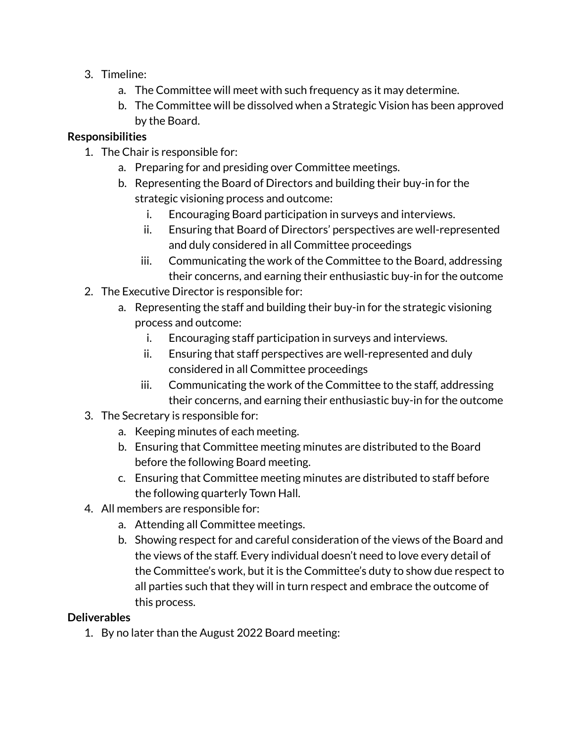3. Timeline:
    a. The Committee will meet with such frequency as it may determine.
    b. The Committee will be dissolved when a Strategic Vision has been approved by the Board.

**Responsibilities**

1. The Chair is responsible for:
    a. Preparing for and presiding over Committee meetings.
    b. Representing the Board of Directors and building their buy-in for the strategic visioning process and outcome:
        i. Encouraging Board participation in surveys and interviews.
        ii. Ensuring that Board of Directors' perspectives are well-represented and duly considered in all Committee proceedings
        iii. Communicating the work of the Committee to the Board, addressing their concerns, and earning their enthusiastic buy-in for the outcome
2. The Executive Director is responsible for:
    a. Representing the staff and building their buy-in for the strategic visioning process and outcome:
        i. Encouraging staff participation in surveys and interviews.
        ii. Ensuring that staff perspectives are well-represented and duly considered in all Committee proceedings
        iii. Communicating the work of the Committee to the staff, addressing their concerns, and earning their enthusiastic buy-in for the outcome
3. The Secretary is responsible for:
    a. Keeping minutes of each meeting.
    b. Ensuring that Committee meeting minutes are distributed to the Board before the following Board meeting.
    c. Ensuring that Committee meeting minutes are distributed to staff before the following quarterly Town Hall.
4. All members are responsible for:
    a. Attending all Committee meetings.
    b. Showing respect for and careful consideration of the views of the Board and the views of the staff. Every individual doesn't need to love every detail of the Committee's work, but it is the Committee's duty to show due respect to all parties such that they will in turn respect and embrace the outcome of this process.

**Deliverables**

1. By no later than the August 2022 Board meeting: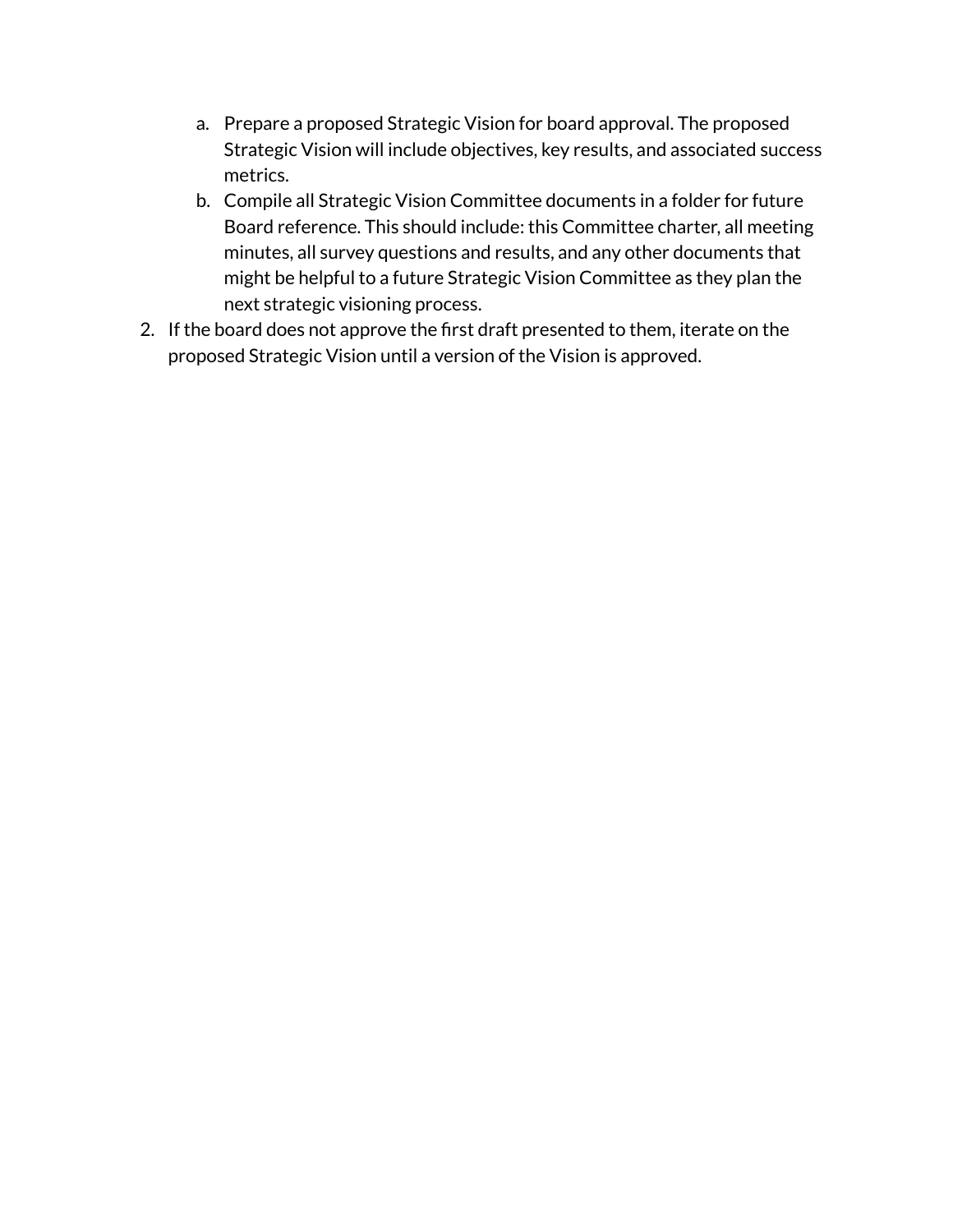a. Prepare a proposed Strategic Vision for board approval. The proposed Strategic Vision will include objectives, key results, and associated success metrics.
    b. Compile all Strategic Vision Committee documents in a folder for future Board reference. This should include: this Committee charter, all meeting minutes, all survey questions and results, and any other documents that might be helpful to a future Strategic Vision Committee as they plan the next strategic visioning process.

2. If the board does not approve the first draft presented to them, iterate on the proposed Strategic Vision until a version of the Vision is approved.